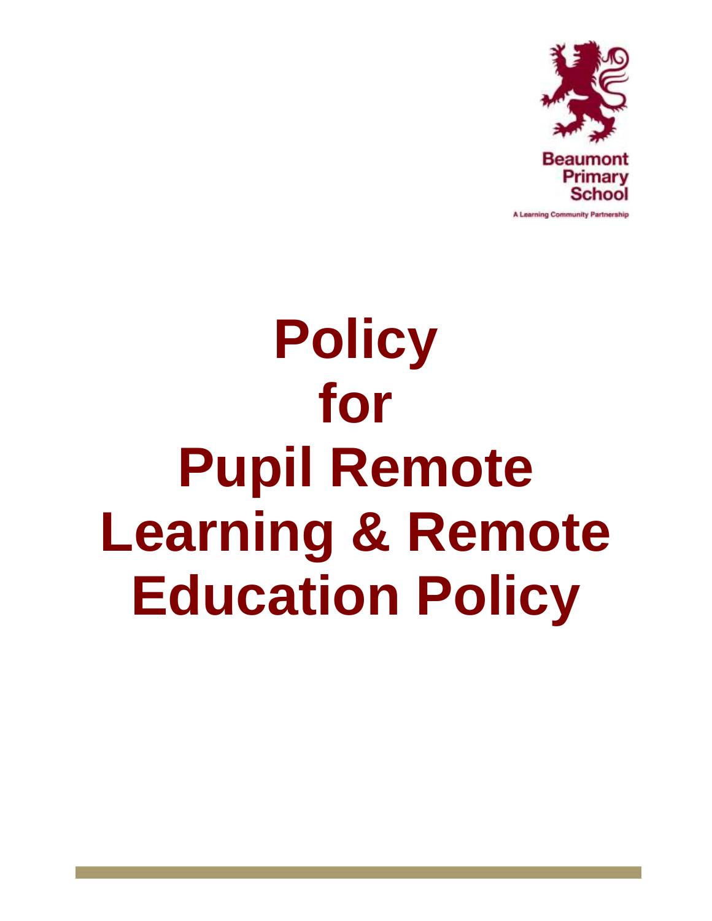Beaumont Primary School

A Learning Community Partnership

# Policy for Pupil Remote Learning & Remote Education Policy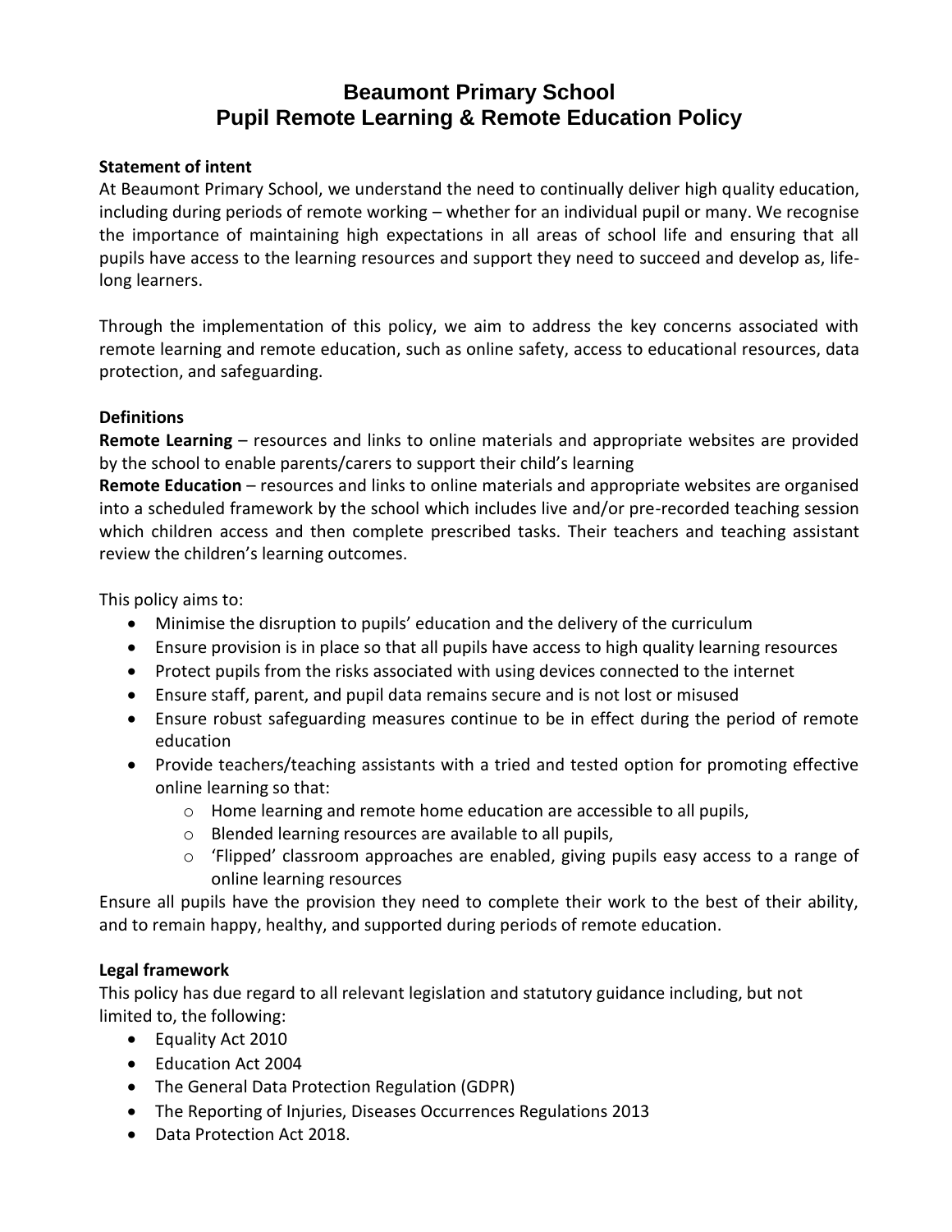# Beaumont Primary School
# Pupil Remote Learning & Remote Education Policy

**Statement of intent**

At Beaumont Primary School, we understand the need to continually deliver high quality education, including during periods of remote working – whether for an individual pupil or many. We recognise the importance of maintaining high expectations in all areas of school life and ensuring that all pupils have access to the learning resources and support they need to succeed and develop as, life-long learners.

Through the implementation of this policy, we aim to address the key concerns associated with remote learning and remote education, such as online safety, access to educational resources, data protection, and safeguarding.

**Definitions**

**Remote Learning** – resources and links to online materials and appropriate websites are provided by the school to enable parents/carers to support their child's learning

**Remote Education** – resources and links to online materials and appropriate websites are organised into a scheduled framework by the school which includes live and/or pre-recorded teaching session which children access and then complete prescribed tasks. Their teachers and teaching assistant review the children's learning outcomes.

This policy aims to:

- Minimise the disruption to pupils' education and the delivery of the curriculum
- Ensure provision is in place so that all pupils have access to high quality learning resources
- Protect pupils from the risks associated with using devices connected to the internet
- Ensure staff, parent, and pupil data remains secure and is not lost or misused
- Ensure robust safeguarding measures continue to be in effect during the period of remote education
- Provide teachers/teaching assistants with a tried and tested option for promoting effective online learning so that:
  - Home learning and remote home education are accessible to all pupils,
  - Blended learning resources are available to all pupils,
  - 'Flipped' classroom approaches are enabled, giving pupils easy access to a range of online learning resources

Ensure all pupils have the provision they need to complete their work to the best of their ability, and to remain happy, healthy, and supported during periods of remote education.

**Legal framework**

This policy has due regard to all relevant legislation and statutory guidance including, but not limited to, the following:

- Equality Act 2010
- Education Act 2004
- The General Data Protection Regulation (GDPR)
- The Reporting of Injuries, Diseases Occurrences Regulations 2013
- Data Protection Act 2018.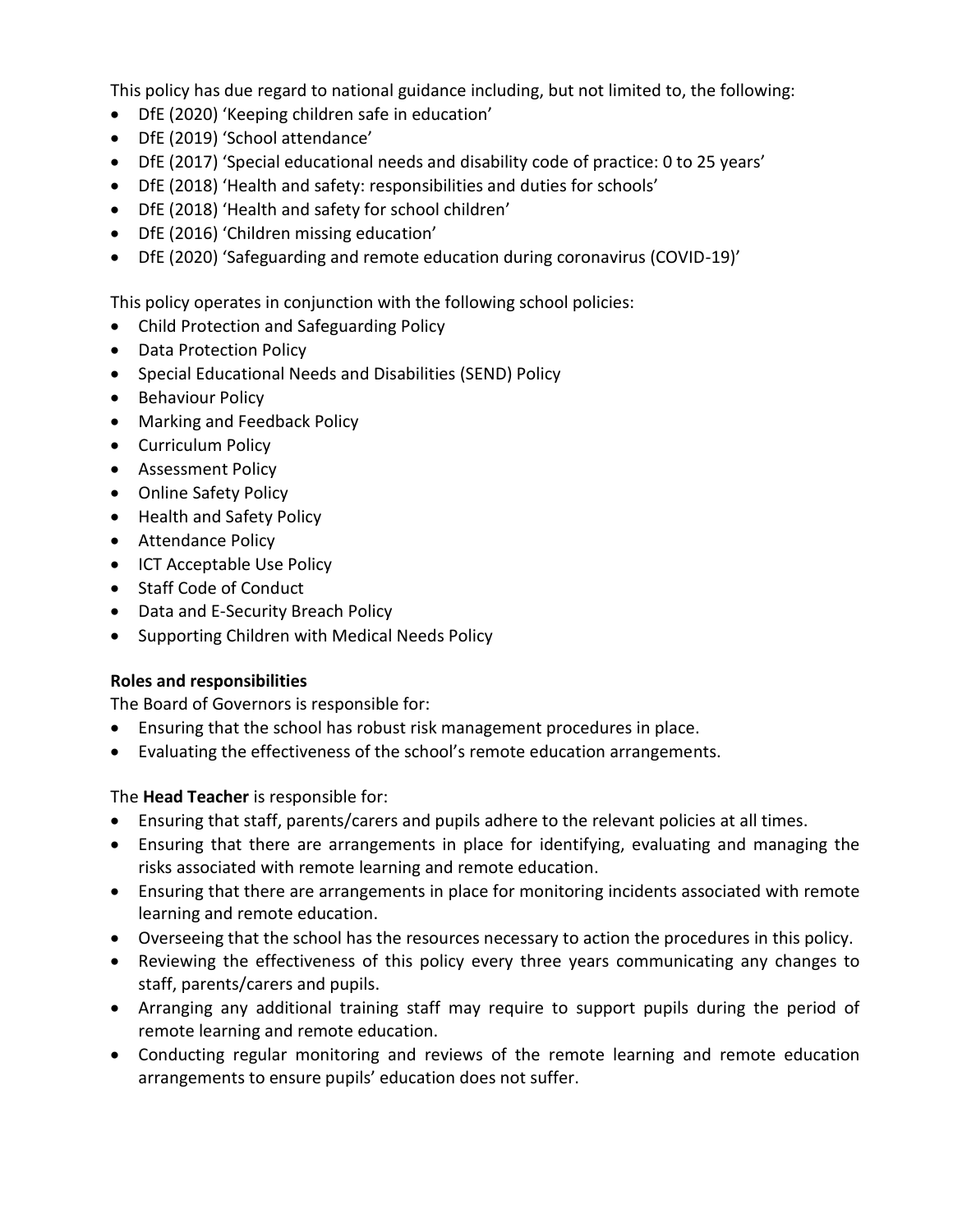This policy has due regard to national guidance including, but not limited to, the following:

- DfE (2020) 'Keeping children safe in education'
- DfE (2019) 'School attendance'
- DfE (2017) 'Special educational needs and disability code of practice: 0 to 25 years'
- DfE (2018) 'Health and safety: responsibilities and duties for schools'
- DfE (2018) 'Health and safety for school children'
- DfE (2016) 'Children missing education'
- DfE (2020) 'Safeguarding and remote education during coronavirus (COVID-19)'

This policy operates in conjunction with the following school policies:

- Child Protection and Safeguarding Policy
- Data Protection Policy
- Special Educational Needs and Disabilities (SEND) Policy
- Behaviour Policy
- Marking and Feedback Policy
- Curriculum Policy
- Assessment Policy
- Online Safety Policy
- Health and Safety Policy
- Attendance Policy
- ICT Acceptable Use Policy
- Staff Code of Conduct
- Data and E-Security Breach Policy
- Supporting Children with Medical Needs Policy

**Roles and responsibilities**

The Board of Governors is responsible for:

- Ensuring that the school has robust risk management procedures in place.
- Evaluating the effectiveness of the school's remote education arrangements.

The **Head Teacher** is responsible for:

- Ensuring that staff, parents/carers and pupils adhere to the relevant policies at all times.
- Ensuring that there are arrangements in place for identifying, evaluating and managing the risks associated with remote learning and remote education.
- Ensuring that there are arrangements in place for monitoring incidents associated with remote learning and remote education.
- Overseeing that the school has the resources necessary to action the procedures in this policy.
- Reviewing the effectiveness of this policy every three years communicating any changes to staff, parents/carers and pupils.
- Arranging any additional training staff may require to support pupils during the period of remote learning and remote education.
- Conducting regular monitoring and reviews of the remote learning and remote education arrangements to ensure pupils' education does not suffer.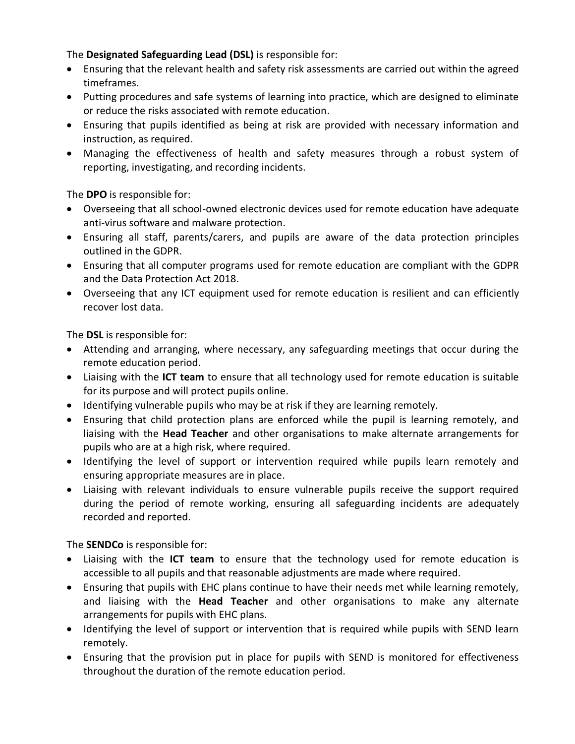The **Designated Safeguarding Lead (DSL)** is responsible for:

- Ensuring that the relevant health and safety risk assessments are carried out within the agreed timeframes.
- Putting procedures and safe systems of learning into practice, which are designed to eliminate or reduce the risks associated with remote education.
- Ensuring that pupils identified as being at risk are provided with necessary information and instruction, as required.
- Managing the effectiveness of health and safety measures through a robust system of reporting, investigating, and recording incidents.

The **DPO** is responsible for:

- Overseeing that all school-owned electronic devices used for remote education have adequate anti-virus software and malware protection.
- Ensuring all staff, parents/carers, and pupils are aware of the data protection principles outlined in the GDPR.
- Ensuring that all computer programs used for remote education are compliant with the GDPR and the Data Protection Act 2018.
- Overseeing that any ICT equipment used for remote education is resilient and can efficiently recover lost data.

The **DSL** is responsible for:

- Attending and arranging, where necessary, any safeguarding meetings that occur during the remote education period.
- Liaising with the **ICT team** to ensure that all technology used for remote education is suitable for its purpose and will protect pupils online.
- Identifying vulnerable pupils who may be at risk if they are learning remotely.
- Ensuring that child protection plans are enforced while the pupil is learning remotely, and liaising with the **Head Teacher** and other organisations to make alternate arrangements for pupils who are at a high risk, where required.
- Identifying the level of support or intervention required while pupils learn remotely and ensuring appropriate measures are in place.
- Liaising with relevant individuals to ensure vulnerable pupils receive the support required during the period of remote working, ensuring all safeguarding incidents are adequately recorded and reported.

The **SENDCo** is responsible for:

- Liaising with the **ICT team** to ensure that the technology used for remote education is accessible to all pupils and that reasonable adjustments are made where required.
- Ensuring that pupils with EHC plans continue to have their needs met while learning remotely, and liaising with the **Head Teacher** and other organisations to make any alternate arrangements for pupils with EHC plans.
- Identifying the level of support or intervention that is required while pupils with SEND learn remotely.
- Ensuring that the provision put in place for pupils with SEND is monitored for effectiveness throughout the duration of the remote education period.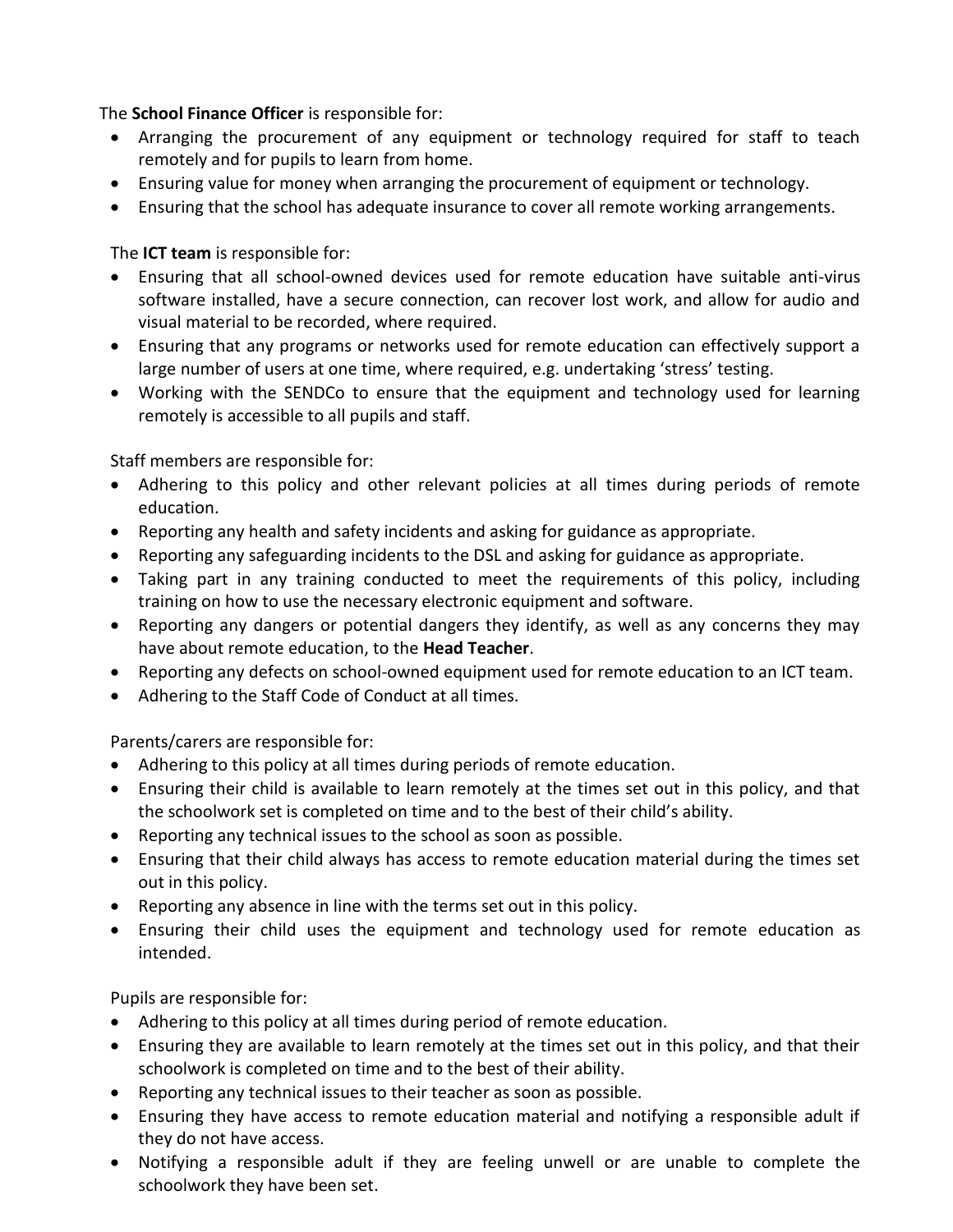The **School Finance Officer** is responsible for:

- Arranging the procurement of any equipment or technology required for staff to teach remotely and for pupils to learn from home.
- Ensuring value for money when arranging the procurement of equipment or technology.
- Ensuring that the school has adequate insurance to cover all remote working arrangements.

The **ICT team** is responsible for:

- Ensuring that all school-owned devices used for remote education have suitable anti-virus software installed, have a secure connection, can recover lost work, and allow for audio and visual material to be recorded, where required.
- Ensuring that any programs or networks used for remote education can effectively support a large number of users at one time, where required, e.g. undertaking 'stress' testing.
- Working with the SENDCo to ensure that the equipment and technology used for learning remotely is accessible to all pupils and staff.

Staff members are responsible for:

- Adhering to this policy and other relevant policies at all times during periods of remote education.
- Reporting any health and safety incidents and asking for guidance as appropriate.
- Reporting any safeguarding incidents to the DSL and asking for guidance as appropriate.
- Taking part in any training conducted to meet the requirements of this policy, including training on how to use the necessary electronic equipment and software.
- Reporting any dangers or potential dangers they identify, as well as any concerns they may have about remote education, to the **Head Teacher**.
- Reporting any defects on school-owned equipment used for remote education to an ICT team.
- Adhering to the Staff Code of Conduct at all times.

Parents/carers are responsible for:

- Adhering to this policy at all times during periods of remote education.
- Ensuring their child is available to learn remotely at the times set out in this policy, and that the schoolwork set is completed on time and to the best of their child's ability.
- Reporting any technical issues to the school as soon as possible.
- Ensuring that their child always has access to remote education material during the times set out in this policy.
- Reporting any absence in line with the terms set out in this policy.
- Ensuring their child uses the equipment and technology used for remote education as intended.

Pupils are responsible for:

- Adhering to this policy at all times during period of remote education.
- Ensuring they are available to learn remotely at the times set out in this policy, and that their schoolwork is completed on time and to the best of their ability.
- Reporting any technical issues to their teacher as soon as possible.
- Ensuring they have access to remote education material and notifying a responsible adult if they do not have access.
- Notifying a responsible adult if they are feeling unwell or are unable to complete the schoolwork they have been set.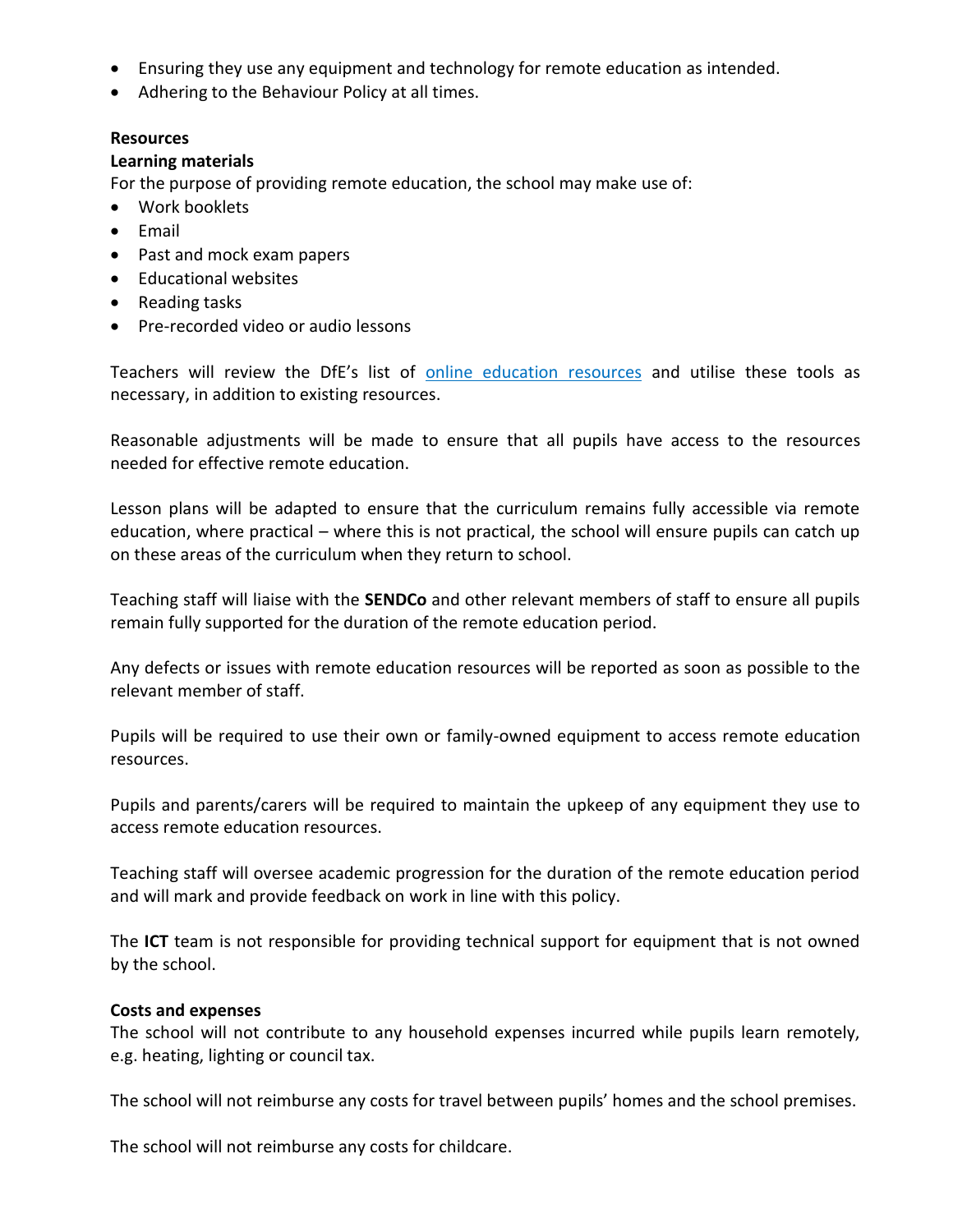- Ensuring they use any equipment and technology for remote education as intended.
- Adhering to the Behaviour Policy at all times.

**Resources**

**Learning materials**

For the purpose of providing remote education, the school may make use of:

- Work booklets
- Email
- Past and mock exam papers
- Educational websites
- Reading tasks
- Pre-recorded video or audio lessons

Teachers will review the DfE's list of [online education resources]() and utilise these tools as necessary, in addition to existing resources.

Reasonable adjustments will be made to ensure that all pupils have access to the resources needed for effective remote education.

Lesson plans will be adapted to ensure that the curriculum remains fully accessible via remote education, where practical – where this is not practical, the school will ensure pupils can catch up on these areas of the curriculum when they return to school.

Teaching staff will liaise with the **SENDCo** and other relevant members of staff to ensure all pupils remain fully supported for the duration of the remote education period.

Any defects or issues with remote education resources will be reported as soon as possible to the relevant member of staff.

Pupils will be required to use their own or family-owned equipment to access remote education resources.

Pupils and parents/carers will be required to maintain the upkeep of any equipment they use to access remote education resources.

Teaching staff will oversee academic progression for the duration of the remote education period and will mark and provide feedback on work in line with this policy.

The **ICT** team is not responsible for providing technical support for equipment that is not owned by the school.

**Costs and expenses**

The school will not contribute to any household expenses incurred while pupils learn remotely, e.g. heating, lighting or council tax.

The school will not reimburse any costs for travel between pupils' homes and the school premises.

The school will not reimburse any costs for childcare.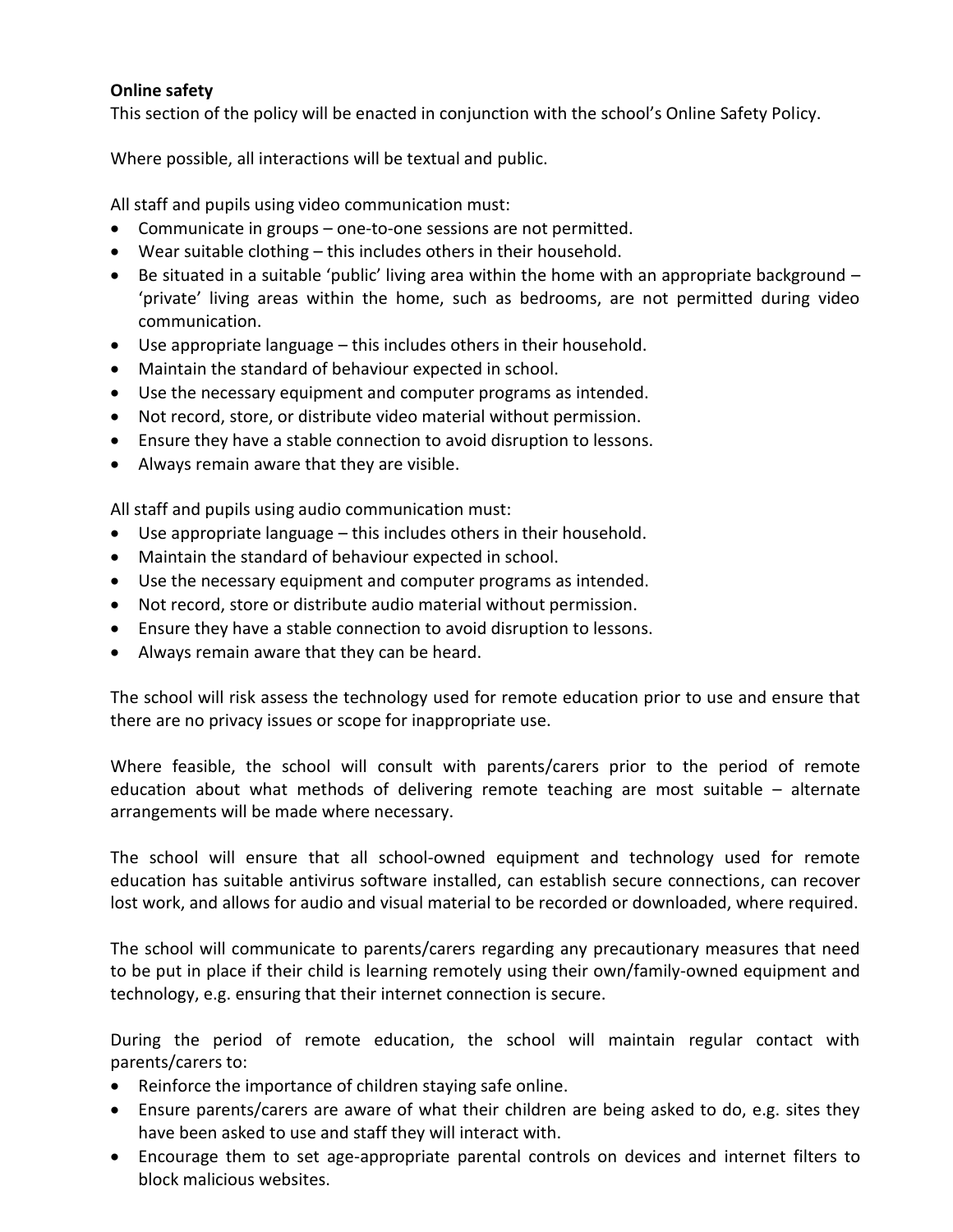**Online safety**

This section of the policy will be enacted in conjunction with the school's Online Safety Policy.

Where possible, all interactions will be textual and public.

All staff and pupils using video communication must:

- Communicate in groups – one-to-one sessions are not permitted.
- Wear suitable clothing – this includes others in their household.
- Be situated in a suitable 'public' living area within the home with an appropriate background – 'private' living areas within the home, such as bedrooms, are not permitted during video communication.
- Use appropriate language – this includes others in their household.
- Maintain the standard of behaviour expected in school.
- Use the necessary equipment and computer programs as intended.
- Not record, store, or distribute video material without permission.
- Ensure they have a stable connection to avoid disruption to lessons.
- Always remain aware that they are visible.

All staff and pupils using audio communication must:

- Use appropriate language – this includes others in their household.
- Maintain the standard of behaviour expected in school.
- Use the necessary equipment and computer programs as intended.
- Not record, store or distribute audio material without permission.
- Ensure they have a stable connection to avoid disruption to lessons.
- Always remain aware that they can be heard.

The school will risk assess the technology used for remote education prior to use and ensure that there are no privacy issues or scope for inappropriate use.

Where feasible, the school will consult with parents/carers prior to the period of remote education about what methods of delivering remote teaching are most suitable – alternate arrangements will be made where necessary.

The school will ensure that all school-owned equipment and technology used for remote education has suitable antivirus software installed, can establish secure connections, can recover lost work, and allows for audio and visual material to be recorded or downloaded, where required.

The school will communicate to parents/carers regarding any precautionary measures that need to be put in place if their child is learning remotely using their own/family-owned equipment and technology, e.g. ensuring that their internet connection is secure.

During the period of remote education, the school will maintain regular contact with parents/carers to:

- Reinforce the importance of children staying safe online.
- Ensure parents/carers are aware of what their children are being asked to do, e.g. sites they have been asked to use and staff they will interact with.
- Encourage them to set age-appropriate parental controls on devices and internet filters to block malicious websites.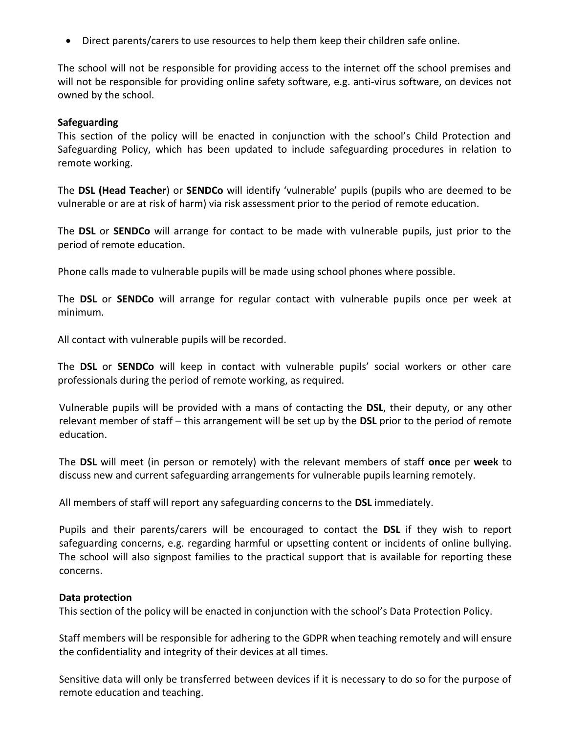- Direct parents/carers to use resources to help them keep their children safe online.

The school will not be responsible for providing access to the internet off the school premises and will not be responsible for providing online safety software, e.g. anti-virus software, on devices not owned by the school.

**Safeguarding**

This section of the policy will be enacted in conjunction with the school's Child Protection and Safeguarding Policy, which has been updated to include safeguarding procedures in relation to remote working.

The **DSL (Head Teacher**) or **SENDCo** will identify 'vulnerable' pupils (pupils who are deemed to be vulnerable or are at risk of harm) via risk assessment prior to the period of remote education.

The **DSL** or **SENDCo** will arrange for contact to be made with vulnerable pupils, just prior to the period of remote education.

Phone calls made to vulnerable pupils will be made using school phones where possible.

The **DSL** or **SENDCo** will arrange for regular contact with vulnerable pupils once per week at minimum.

All contact with vulnerable pupils will be recorded.

The **DSL** or **SENDCo** will keep in contact with vulnerable pupils' social workers or other care professionals during the period of remote working, as required.

Vulnerable pupils will be provided with a mans of contacting the **DSL**, their deputy, or any other relevant member of staff – this arrangement will be set up by the **DSL** prior to the period of remote education.

The **DSL** will meet (in person or remotely) with the relevant members of staff **once** per **week** to discuss new and current safeguarding arrangements for vulnerable pupils learning remotely.

All members of staff will report any safeguarding concerns to the **DSL** immediately.

Pupils and their parents/carers will be encouraged to contact the **DSL** if they wish to report safeguarding concerns, e.g. regarding harmful or upsetting content or incidents of online bullying. The school will also signpost families to the practical support that is available for reporting these concerns.

**Data protection**

This section of the policy will be enacted in conjunction with the school's Data Protection Policy.

Staff members will be responsible for adhering to the GDPR when teaching remotely and will ensure the confidentiality and integrity of their devices at all times.

Sensitive data will only be transferred between devices if it is necessary to do so for the purpose of remote education and teaching.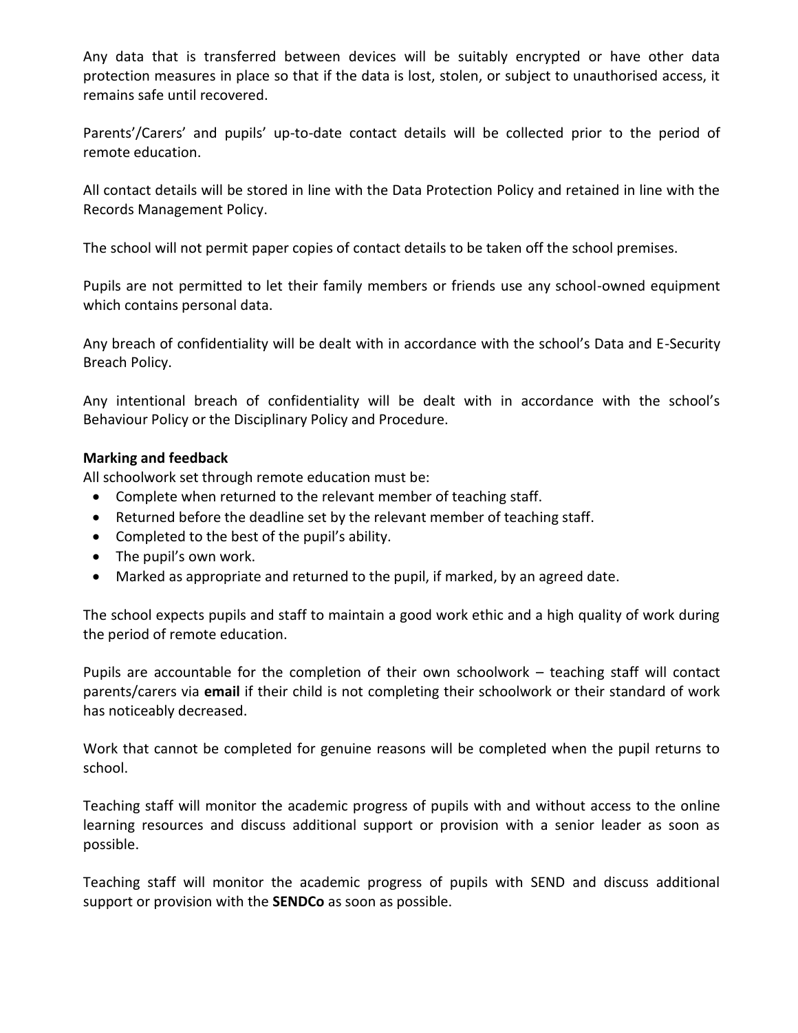Any data that is transferred between devices will be suitably encrypted or have other data protection measures in place so that if the data is lost, stolen, or subject to unauthorised access, it remains safe until recovered.

Parents'/Carers' and pupils' up-to-date contact details will be collected prior to the period of remote education.

All contact details will be stored in line with the Data Protection Policy and retained in line with the Records Management Policy.

The school will not permit paper copies of contact details to be taken off the school premises.

Pupils are not permitted to let their family members or friends use any school-owned equipment which contains personal data.

Any breach of confidentiality will be dealt with in accordance with the school's Data and E-Security Breach Policy.

Any intentional breach of confidentiality will be dealt with in accordance with the school's Behaviour Policy or the Disciplinary Policy and Procedure.

**Marking and feedback**

All schoolwork set through remote education must be:

- Complete when returned to the relevant member of teaching staff.
- Returned before the deadline set by the relevant member of teaching staff.
- Completed to the best of the pupil's ability.
- The pupil's own work.
- Marked as appropriate and returned to the pupil, if marked, by an agreed date.

The school expects pupils and staff to maintain a good work ethic and a high quality of work during the period of remote education.

Pupils are accountable for the completion of their own schoolwork – teaching staff will contact parents/carers via **email** if their child is not completing their schoolwork or their standard of work has noticeably decreased.

Work that cannot be completed for genuine reasons will be completed when the pupil returns to school.

Teaching staff will monitor the academic progress of pupils with and without access to the online learning resources and discuss additional support or provision with a senior leader as soon as possible.

Teaching staff will monitor the academic progress of pupils with SEND and discuss additional support or provision with the **SENDCo** as soon as possible.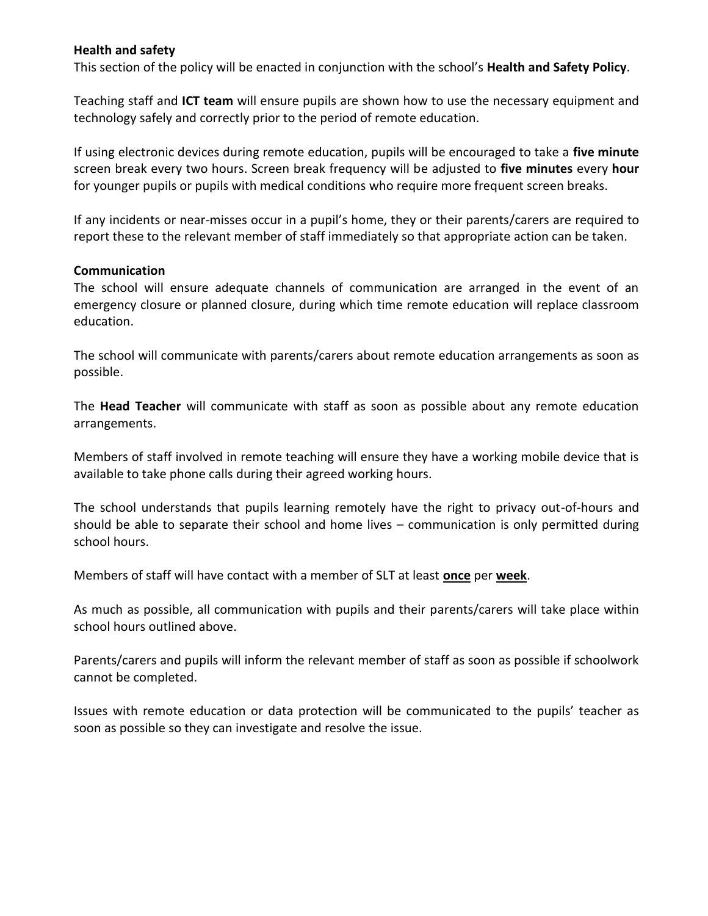**Health and safety**

This section of the policy will be enacted in conjunction with the school's **Health and Safety Policy**.

Teaching staff and **ICT team** will ensure pupils are shown how to use the necessary equipment and technology safely and correctly prior to the period of remote education.

If using electronic devices during remote education, pupils will be encouraged to take a **five minute** screen break every two hours. Screen break frequency will be adjusted to **five minutes** every **hour** for younger pupils or pupils with medical conditions who require more frequent screen breaks.

If any incidents or near-misses occur in a pupil's home, they or their parents/carers are required to report these to the relevant member of staff immediately so that appropriate action can be taken.

**Communication**

The school will ensure adequate channels of communication are arranged in the event of an emergency closure or planned closure, during which time remote education will replace classroom education.

The school will communicate with parents/carers about remote education arrangements as soon as possible.

The **Head Teacher** will communicate with staff as soon as possible about any remote education arrangements.

Members of staff involved in remote teaching will ensure they have a working mobile device that is available to take phone calls during their agreed working hours.

The school understands that pupils learning remotely have the right to privacy out-of-hours and should be able to separate their school and home lives – communication is only permitted during school hours.

Members of staff will have contact with a member of SLT at least **once** per **week**.

As much as possible, all communication with pupils and their parents/carers will take place within school hours outlined above.

Parents/carers and pupils will inform the relevant member of staff as soon as possible if schoolwork cannot be completed.

Issues with remote education or data protection will be communicated to the pupils' teacher as soon as possible so they can investigate and resolve the issue.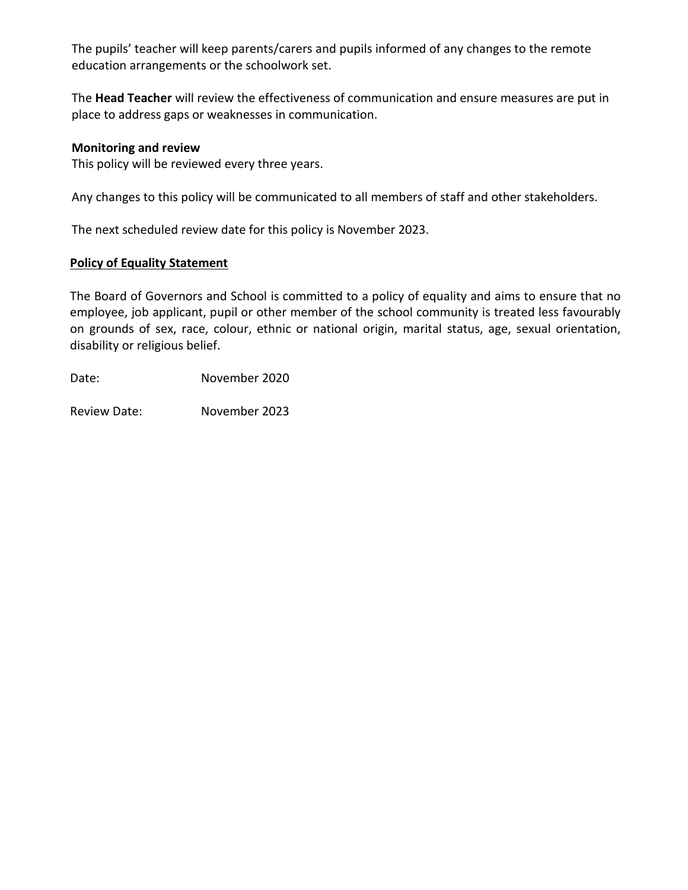The pupils' teacher will keep parents/carers and pupils informed of any changes to the remote education arrangements or the schoolwork set.

The **Head Teacher** will review the effectiveness of communication and ensure measures are put in place to address gaps or weaknesses in communication.

**Monitoring and review**

This policy will be reviewed every three years.

Any changes to this policy will be communicated to all members of staff and other stakeholders.

The next scheduled review date for this policy is November 2023.

**<u>Policy of Equality Statement</u>**

The Board of Governors and School is committed to a policy of equality and aims to ensure that no employee, job applicant, pupil or other member of the school community is treated less favourably on grounds of sex, race, colour, ethnic or national origin, marital status, age, sexual orientation, disability or religious belief.

Date: November 2020

Review Date: November 2023